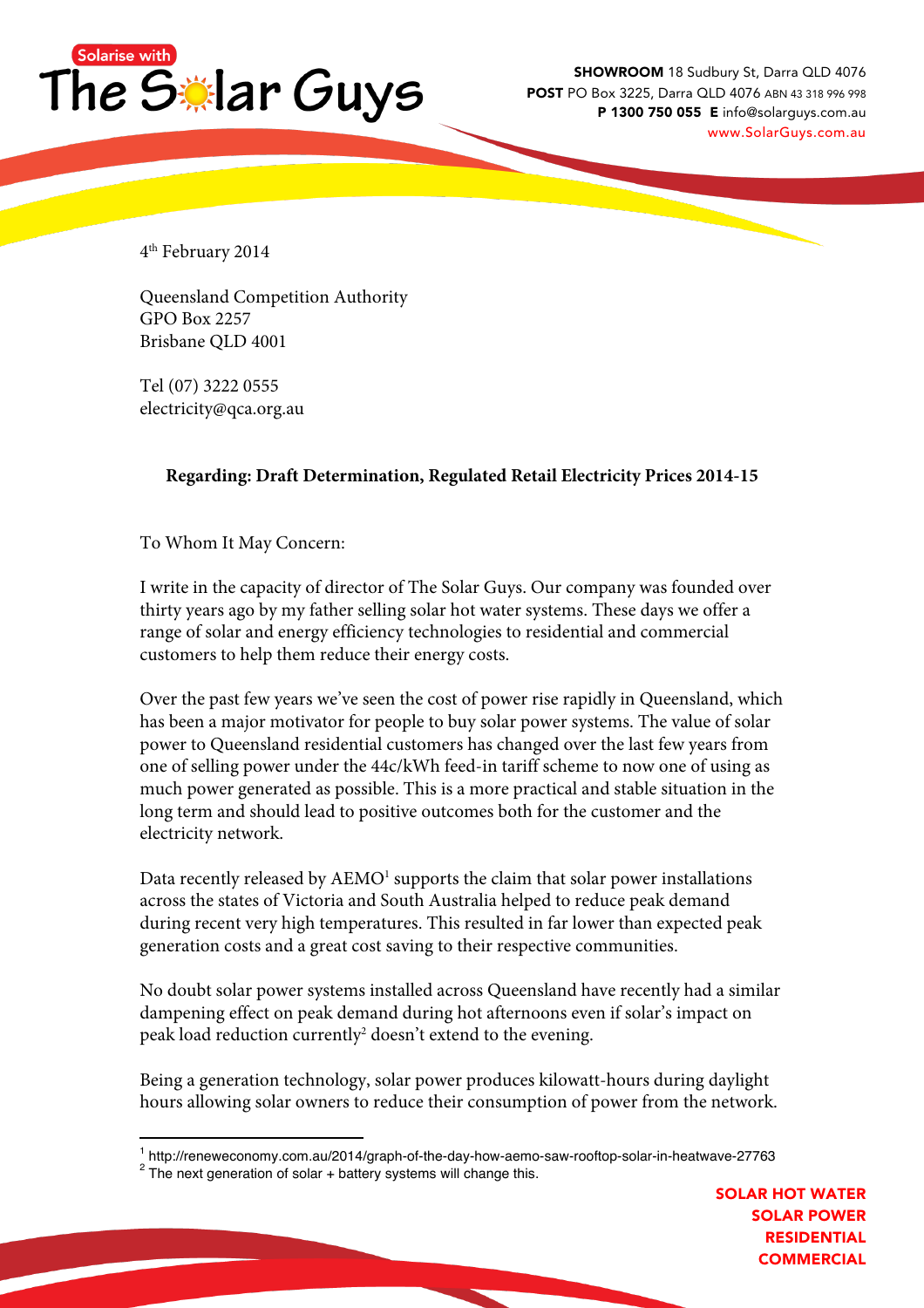Solarise with **The Solar Guys**

**SHOWROOM** 18 Sudbury St, Darra QLD 4076
**POST** PO Box 3225, Darra QLD 4076 ABN 43 318 996 998
**P** 1300 750 055 **E** info@solarguys.com.au
www.SolarGuys.com.au

4th February 2014

Queensland Competition Authority
GPO Box 2257
Brisbane QLD 4001

Tel (07) 3222 0555
electricity@qca.org.au

**Regarding: Draft Determination, Regulated Retail Electricity Prices 2014-15**

To Whom It May Concern:

I write in the capacity of director of The Solar Guys. Our company was founded over thirty years ago by my father selling solar hot water systems. These days we offer a range of solar and energy efficiency technologies to residential and commercial customers to help them reduce their energy costs.

Over the past few years we've seen the cost of power rise rapidly in Queensland, which has been a major motivator for people to buy solar power systems. The value of solar power to Queensland residential customers has changed over the last few years from one of selling power under the 44c/kWh feed-in tariff scheme to now one of using as much power generated as possible. This is a more practical and stable situation in the long term and should lead to positive outcomes both for the customer and the electricity network.

Data recently released by AEMO[1] supports the claim that solar power installations across the states of Victoria and South Australia helped to reduce peak demand during recent very high temperatures. This resulted in far lower than expected peak generation costs and a great cost saving to their respective communities.

No doubt solar power systems installed across Queensland have recently had a similar dampening effect on peak demand during hot afternoons even if solar's impact on peak load reduction currently[2] doesn't extend to the evening.

Being a generation technology, solar power produces kilowatt-hours during daylight hours allowing solar owners to reduce their consumption of power from the network.

[1] http://reneweconomy.com.au/2014/graph-of-the-day-how-aemo-saw-rooftop-solar-in-heatwave-27763
[2] The next generation of solar + battery systems will change this.

SOLAR HOT WATER
SOLAR POWER
RESIDENTIAL
COMMERCIAL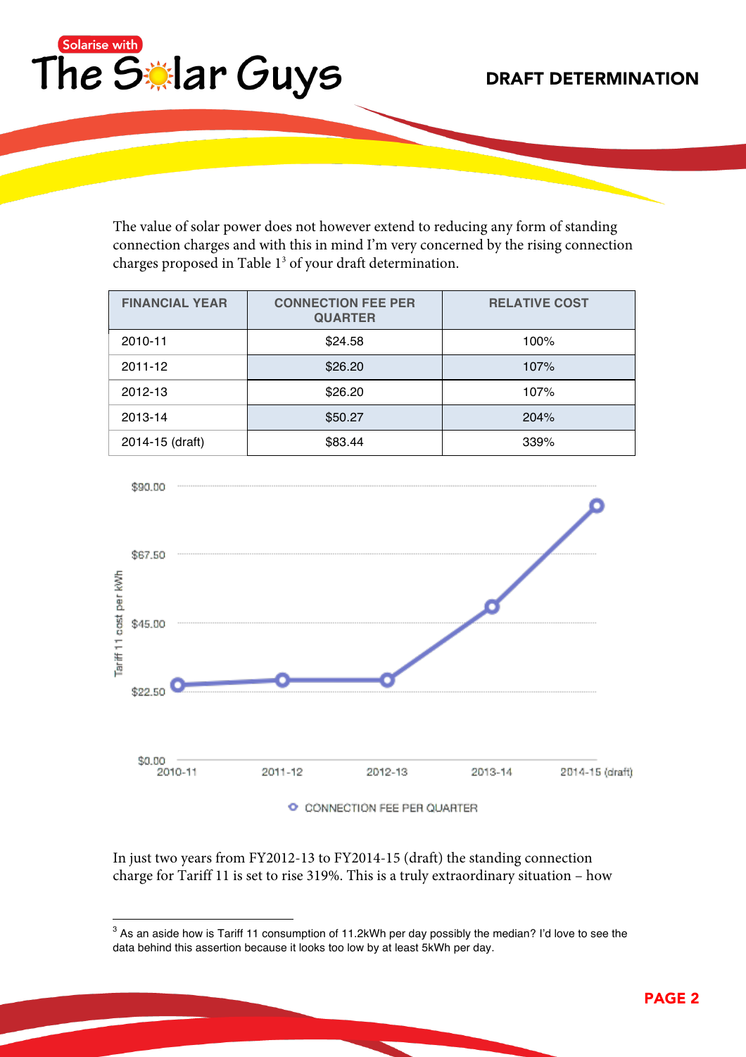The value of solar power does not however extend to reducing any form of standing connection charges and with this in mind I'm very concerned by the rising connection charges proposed in Table 1[3] of your draft determination.

| FINANCIAL YEAR | CONNECTION FEE PER QUARTER | RELATIVE COST |
|---|---|---|
| 2010-11 | $24.58 | 100% |
| 2011-12 | $26.20 | 107% |
| 2012-13 | $26.20 | 107% |
| 2013-14 | $50.27 | 204% |
| 2014-15 (draft) | $83.44 | 339% |

In just two years from FY2012-13 to FY2014-15 (draft) the standing connection charge for Tariff 11 is set to rise 319%. This is a truly extraordinary situation – how

[3] As an aside how is Tariff 11 consumption of 11.2kWh per day possibly the median? I'd love to see the data behind this assertion because it looks too low by at least 5kWh per day.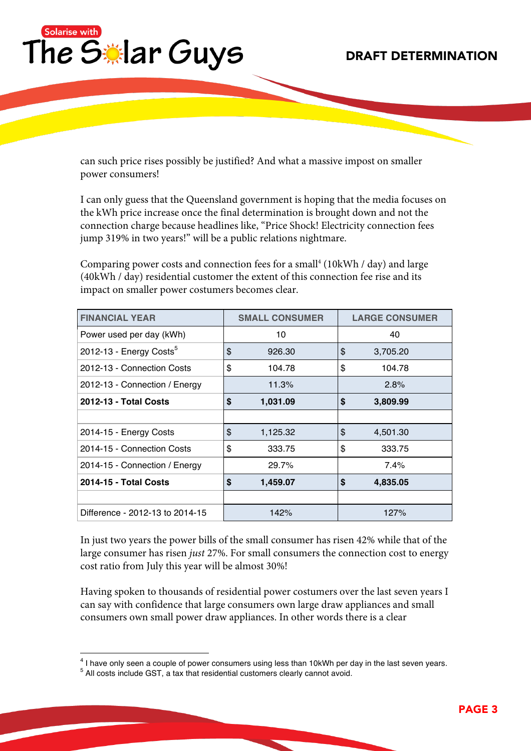can such price rises possibly be justified? And what a massive impost on smaller power consumers!

I can only guess that the Queensland government is hoping that the media focuses on the kWh price increase once the final determination is brought down and not the connection charge because headlines like, "Price Shock! Electricity connection fees jump 319% in two years!" will be a public relations nightmare.

Comparing power costs and connection fees for a small[4] (10kWh / day) and large (40kWh / day) residential customer the extent of this connection fee rise and its impact on smaller power costumers becomes clear.

| FINANCIAL YEAR | SMALL CONSUMER | LARGE CONSUMER |
|---|---|---|
| Power used per day (kWh) | 10 | 40 |
| 2012-13 - Energy Costs[5] | $ 926.30 | $ 3,705.20 |
| 2012-13 - Connection Costs | $ 104.78 | $ 104.78 |
| 2012-13 - Connection / Energy | 11.3% | 2.8% |
| **2012-13 - Total Costs** | **$ 1,031.09** | **$ 3,809.99** |
| | | |
| 2014-15 - Energy Costs | $ 1,125.32 | $ 4,501.30 |
| 2014-15 - Connection Costs | $ 333.75 | $ 333.75 |
| 2014-15 - Connection / Energy | 29.7% | 7.4% |
| **2014-15 - Total Costs** | **$ 1,459.07** | **$ 4,835.05** |
| | | |
| Difference - 2012-13 to 2014-15 | 142% | 127% |

In just two years the power bills of the small consumer has risen 42% while that of the large consumer has risen *just* 27%. For small consumers the connection cost to energy cost ratio from July this year will be almost 30%!

Having spoken to thousands of residential power costumers over the last seven years I can say with confidence that large consumers own large draw appliances and small consumers own small power draw appliances. In other words there is a clear

[4] I have only seen a couple of power consumers using less than 10kWh per day in the last seven years.

[5] All costs include GST, a tax that residential customers clearly cannot avoid.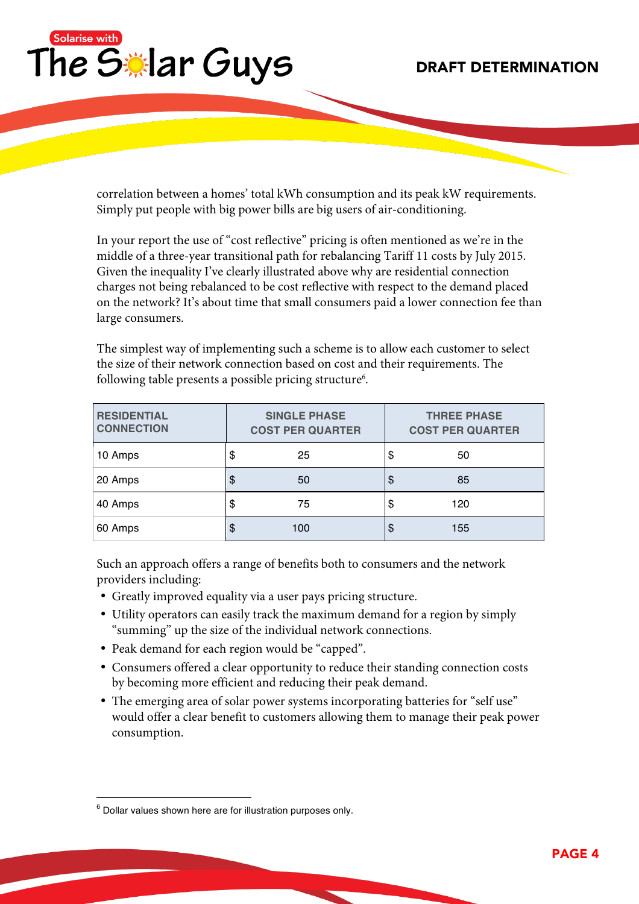correlation between a homes' total kWh consumption and its peak kW requirements. Simply put people with big power bills are big users of air-conditioning.

In your report the use of "cost reflective" pricing is often mentioned as we're in the middle of a three-year transitional path for rebalancing Tariff 11 costs by July 2015. Given the inequality I've clearly illustrated above why are residential connection charges not being rebalanced to be cost reflective with respect to the demand placed on the network? It's about time that small consumers paid a lower connection fee than large consumers.

The simplest way of implementing such a scheme is to allow each customer to select the size of their network connection based on cost and their requirements. The following table presents a possible pricing structure[6].

| RESIDENTIAL CONNECTION | SINGLE PHASE COST PER QUARTER | THREE PHASE COST PER QUARTER |
|---|---|---|
| 10 Amps | $ 25 | $ 50 |
| 20 Amps | $ 50 | $ 85 |
| 40 Amps | $ 75 | $ 120 |
| 60 Amps | $ 100 | $ 155 |

Such an approach offers a range of benefits both to consumers and the network providers including:

- Greatly improved equality via a user pays pricing structure.
- Utility operators can easily track the maximum demand for a region by simply "summing" up the size of the individual network connections.
- Peak demand for each region would be "capped".
- Consumers offered a clear opportunity to reduce their standing connection costs by becoming more efficient and reducing their peak demand.
- The emerging area of solar power systems incorporating batteries for "self use" would offer a clear benefit to customers allowing them to manage their peak power consumption.

[6] Dollar values shown here are for illustration purposes only.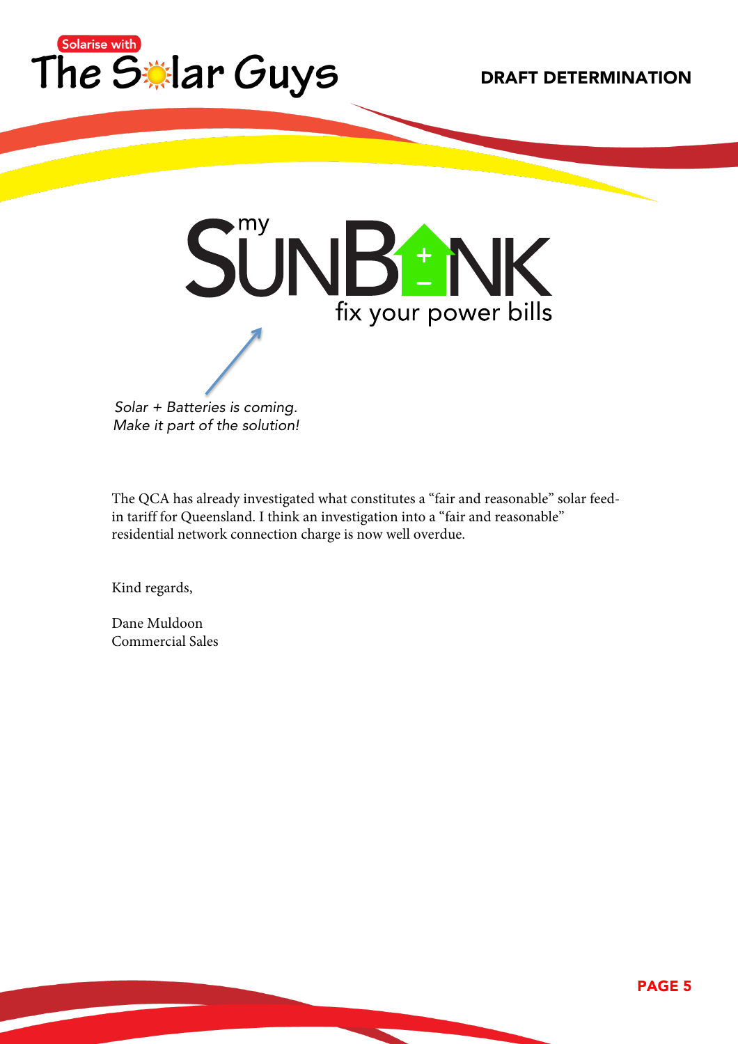Solar + Batteries is coming.
*Make it part of the solution!*

The QCA has already investigated what constitutes a "fair and reasonable" solar feed-in tariff for Queensland. I think an investigation into a "fair and reasonable" residential network connection charge is now well overdue.

Kind regards,

Dane Muldoon
Commercial Sales